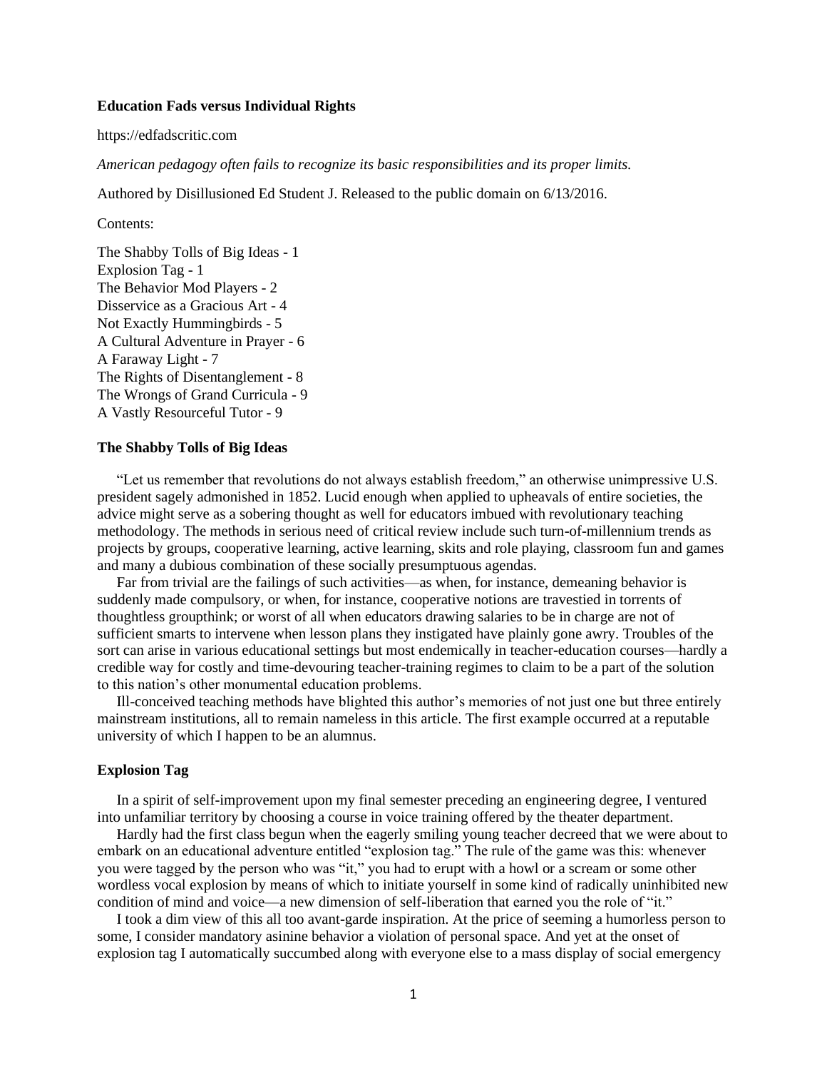# Education Fads versus Individual Rights

https://edfadscritic.com

*American pedagogy often fails to recognize its basic responsibilities and its proper limits.*

Authored by Disillusioned Ed Student J. Released to the public domain on 6/13/2016.

Contents:

The Shabby Tolls of Big Ideas - 1
Explosion Tag - 1
The Behavior Mod Players - 2
Disservice as a Gracious Art - 4
Not Exactly Hummingbirds - 5
A Cultural Adventure in Prayer - 6
A Faraway Light - 7
The Rights of Disentanglement - 8
The Wrongs of Grand Curricula - 9
A Vastly Resourceful Tutor - 9

## The Shabby Tolls of Big Ideas

"Let us remember that revolutions do not always establish freedom," an otherwise unimpressive U.S. president sagely admonished in 1852. Lucid enough when applied to upheavals of entire societies, the advice might serve as a sobering thought as well for educators imbued with revolutionary teaching methodology. The methods in serious need of critical review include such turn-of-millennium trends as projects by groups, cooperative learning, active learning, skits and role playing, classroom fun and games and many a dubious combination of these socially presumptuous agendas.

Far from trivial are the failings of such activities—as when, for instance, demeaning behavior is suddenly made compulsory, or when, for instance, cooperative notions are travestied in torrents of thoughtless groupthink; or worst of all when educators drawing salaries to be in charge are not of sufficient smarts to intervene when lesson plans they instigated have plainly gone awry. Troubles of the sort can arise in various educational settings but most endemically in teacher-education courses—hardly a credible way for costly and time-devouring teacher-training regimes to claim to be a part of the solution to this nation's other monumental education problems.

Ill-conceived teaching methods have blighted this author's memories of not just one but three entirely mainstream institutions, all to remain nameless in this article. The first example occurred at a reputable university of which I happen to be an alumnus.

## Explosion Tag

In a spirit of self-improvement upon my final semester preceding an engineering degree, I ventured into unfamiliar territory by choosing a course in voice training offered by the theater department.

Hardly had the first class begun when the eagerly smiling young teacher decreed that we were about to embark on an educational adventure entitled "explosion tag." The rule of the game was this: whenever you were tagged by the person who was "it," you had to erupt with a howl or a scream or some other wordless vocal explosion by means of which to initiate yourself in some kind of radically uninhibited new condition of mind and voice—a new dimension of self-liberation that earned you the role of "it."

I took a dim view of this all too avant-garde inspiration. At the price of seeming a humorless person to some, I consider mandatory asinine behavior a violation of personal space. And yet at the onset of explosion tag I automatically succumbed along with everyone else to a mass display of social emergency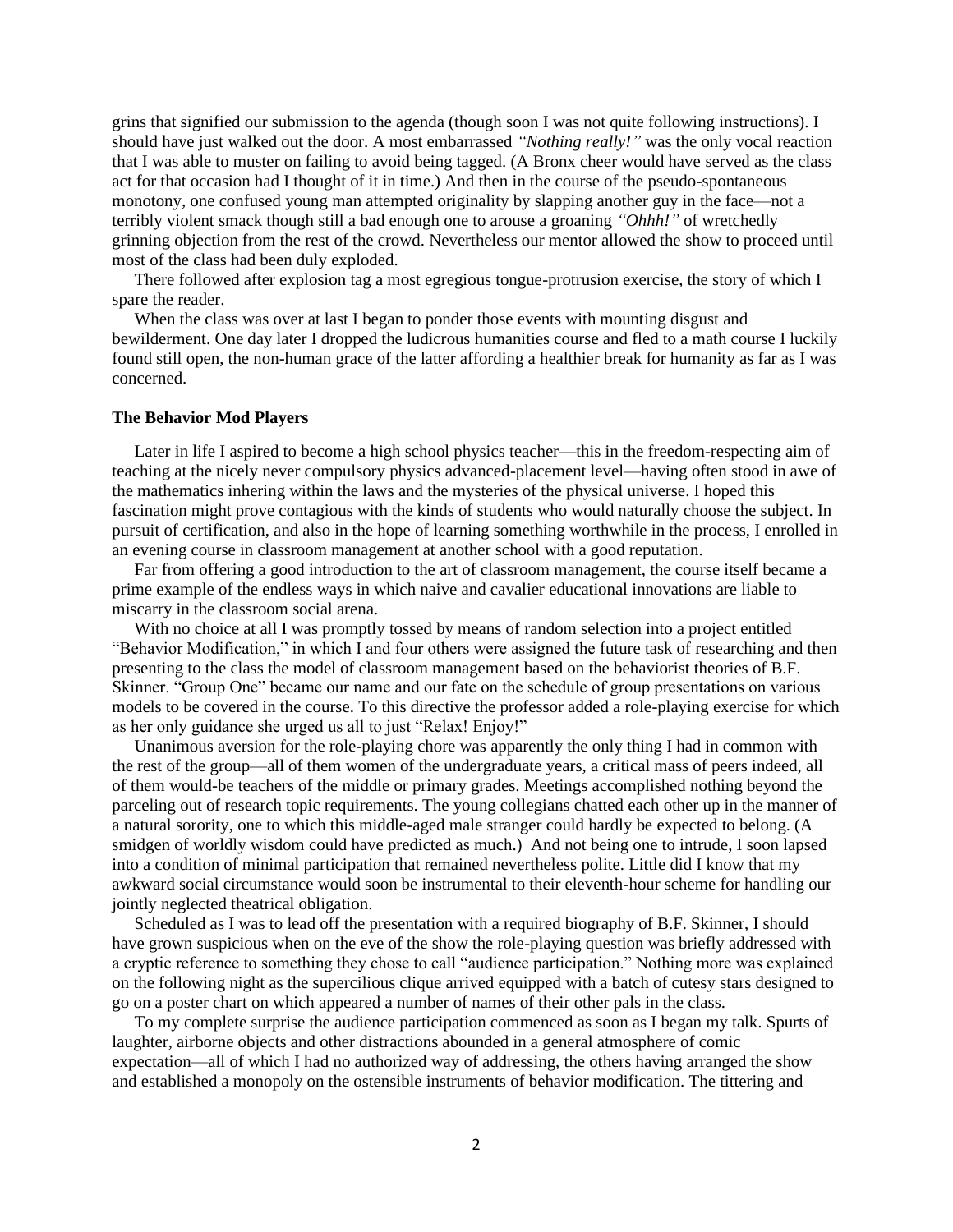grins that signified our submission to the agenda (though soon I was not quite following instructions). I should have just walked out the door. A most embarrassed *"Nothing really!"* was the only vocal reaction that I was able to muster on failing to avoid being tagged. (A Bronx cheer would have served as the class act for that occasion had I thought of it in time.) And then in the course of the pseudo-spontaneous monotony, one confused young man attempted originality by slapping another guy in the face—not a terribly violent smack though still a bad enough one to arouse a groaning *"Ohhh!"* of wretchedly grinning objection from the rest of the crowd. Nevertheless our mentor allowed the show to proceed until most of the class had been duly exploded.

There followed after explosion tag a most egregious tongue-protrusion exercise, the story of which I spare the reader.

When the class was over at last I began to ponder those events with mounting disgust and bewilderment. One day later I dropped the ludicrous humanities course and fled to a math course I luckily found still open, the non-human grace of the latter affording a healthier break for humanity as far as I was concerned.

**The Behavior Mod Players**

Later in life I aspired to become a high school physics teacher—this in the freedom-respecting aim of teaching at the nicely never compulsory physics advanced-placement level—having often stood in awe of the mathematics inhering within the laws and the mysteries of the physical universe. I hoped this fascination might prove contagious with the kinds of students who would naturally choose the subject. In pursuit of certification, and also in the hope of learning something worthwhile in the process, I enrolled in an evening course in classroom management at another school with a good reputation.

Far from offering a good introduction to the art of classroom management, the course itself became a prime example of the endless ways in which naive and cavalier educational innovations are liable to miscarry in the classroom social arena.

With no choice at all I was promptly tossed by means of random selection into a project entitled "Behavior Modification," in which I and four others were assigned the future task of researching and then presenting to the class the model of classroom management based on the behaviorist theories of B.F. Skinner. "Group One" became our name and our fate on the schedule of group presentations on various models to be covered in the course. To this directive the professor added a role-playing exercise for which as her only guidance she urged us all to just "Relax! Enjoy!"

Unanimous aversion for the role-playing chore was apparently the only thing I had in common with the rest of the group—all of them women of the undergraduate years, a critical mass of peers indeed, all of them would-be teachers of the middle or primary grades. Meetings accomplished nothing beyond the parceling out of research topic requirements. The young collegians chatted each other up in the manner of a natural sorority, one to which this middle-aged male stranger could hardly be expected to belong. (A smidgen of worldly wisdom could have predicted as much.) And not being one to intrude, I soon lapsed into a condition of minimal participation that remained nevertheless polite. Little did I know that my awkward social circumstance would soon be instrumental to their eleventh-hour scheme for handling our jointly neglected theatrical obligation.

Scheduled as I was to lead off the presentation with a required biography of B.F. Skinner, I should have grown suspicious when on the eve of the show the role-playing question was briefly addressed with a cryptic reference to something they chose to call "audience participation." Nothing more was explained on the following night as the supercilious clique arrived equipped with a batch of cutesy stars designed to go on a poster chart on which appeared a number of names of their other pals in the class.

To my complete surprise the audience participation commenced as soon as I began my talk. Spurts of laughter, airborne objects and other distractions abounded in a general atmosphere of comic expectation—all of which I had no authorized way of addressing, the others having arranged the show and established a monopoly on the ostensible instruments of behavior modification. The tittering and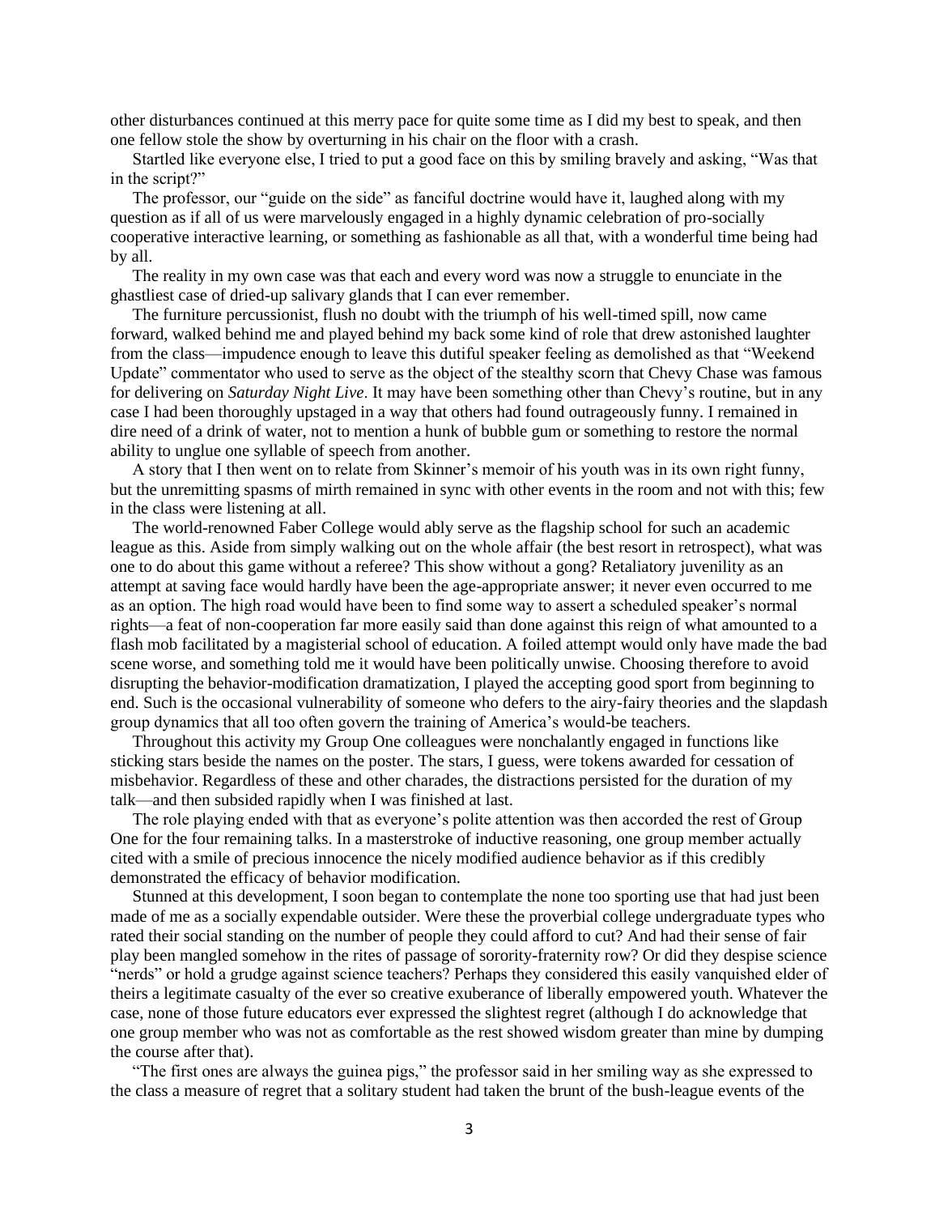other disturbances continued at this merry pace for quite some time as I did my best to speak, and then one fellow stole the show by overturning in his chair on the floor with a crash.

Startled like everyone else, I tried to put a good face on this by smiling bravely and asking, "Was that in the script?"

The professor, our "guide on the side" as fanciful doctrine would have it, laughed along with my question as if all of us were marvelously engaged in a highly dynamic celebration of pro-socially cooperative interactive learning, or something as fashionable as all that, with a wonderful time being had by all.

The reality in my own case was that each and every word was now a struggle to enunciate in the ghastliest case of dried-up salivary glands that I can ever remember.

The furniture percussionist, flush no doubt with the triumph of his well-timed spill, now came forward, walked behind me and played behind my back some kind of role that drew astonished laughter from the class—impudence enough to leave this dutiful speaker feeling as demolished as that "Weekend Update" commentator who used to serve as the object of the stealthy scorn that Chevy Chase was famous for delivering on *Saturday Night Live*. It may have been something other than Chevy's routine, but in any case I had been thoroughly upstaged in a way that others had found outrageously funny. I remained in dire need of a drink of water, not to mention a hunk of bubble gum or something to restore the normal ability to unglue one syllable of speech from another.

A story that I then went on to relate from Skinner's memoir of his youth was in its own right funny, but the unremitting spasms of mirth remained in sync with other events in the room and not with this; few in the class were listening at all.

The world-renowned Faber College would ably serve as the flagship school for such an academic league as this. Aside from simply walking out on the whole affair (the best resort in retrospect), what was one to do about this game without a referee? This show without a gong? Retaliatory juvenility as an attempt at saving face would hardly have been the age-appropriate answer; it never even occurred to me as an option. The high road would have been to find some way to assert a scheduled speaker's normal rights—a feat of non-cooperation far more easily said than done against this reign of what amounted to a flash mob facilitated by a magisterial school of education. A foiled attempt would only have made the bad scene worse, and something told me it would have been politically unwise. Choosing therefore to avoid disrupting the behavior-modification dramatization, I played the accepting good sport from beginning to end. Such is the occasional vulnerability of someone who defers to the airy-fairy theories and the slapdash group dynamics that all too often govern the training of America's would-be teachers.

Throughout this activity my Group One colleagues were nonchalantly engaged in functions like sticking stars beside the names on the poster. The stars, I guess, were tokens awarded for cessation of misbehavior. Regardless of these and other charades, the distractions persisted for the duration of my talk—and then subsided rapidly when I was finished at last.

The role playing ended with that as everyone's polite attention was then accorded the rest of Group One for the four remaining talks. In a masterstroke of inductive reasoning, one group member actually cited with a smile of precious innocence the nicely modified audience behavior as if this credibly demonstrated the efficacy of behavior modification.

Stunned at this development, I soon began to contemplate the none too sporting use that had just been made of me as a socially expendable outsider. Were these the proverbial college undergraduate types who rated their social standing on the number of people they could afford to cut? And had their sense of fair play been mangled somehow in the rites of passage of sorority-fraternity row? Or did they despise science "nerds" or hold a grudge against science teachers? Perhaps they considered this easily vanquished elder of theirs a legitimate casualty of the ever so creative exuberance of liberally empowered youth. Whatever the case, none of those future educators ever expressed the slightest regret (although I do acknowledge that one group member who was not as comfortable as the rest showed wisdom greater than mine by dumping the course after that).

"The first ones are always the guinea pigs," the professor said in her smiling way as she expressed to the class a measure of regret that a solitary student had taken the brunt of the bush-league events of the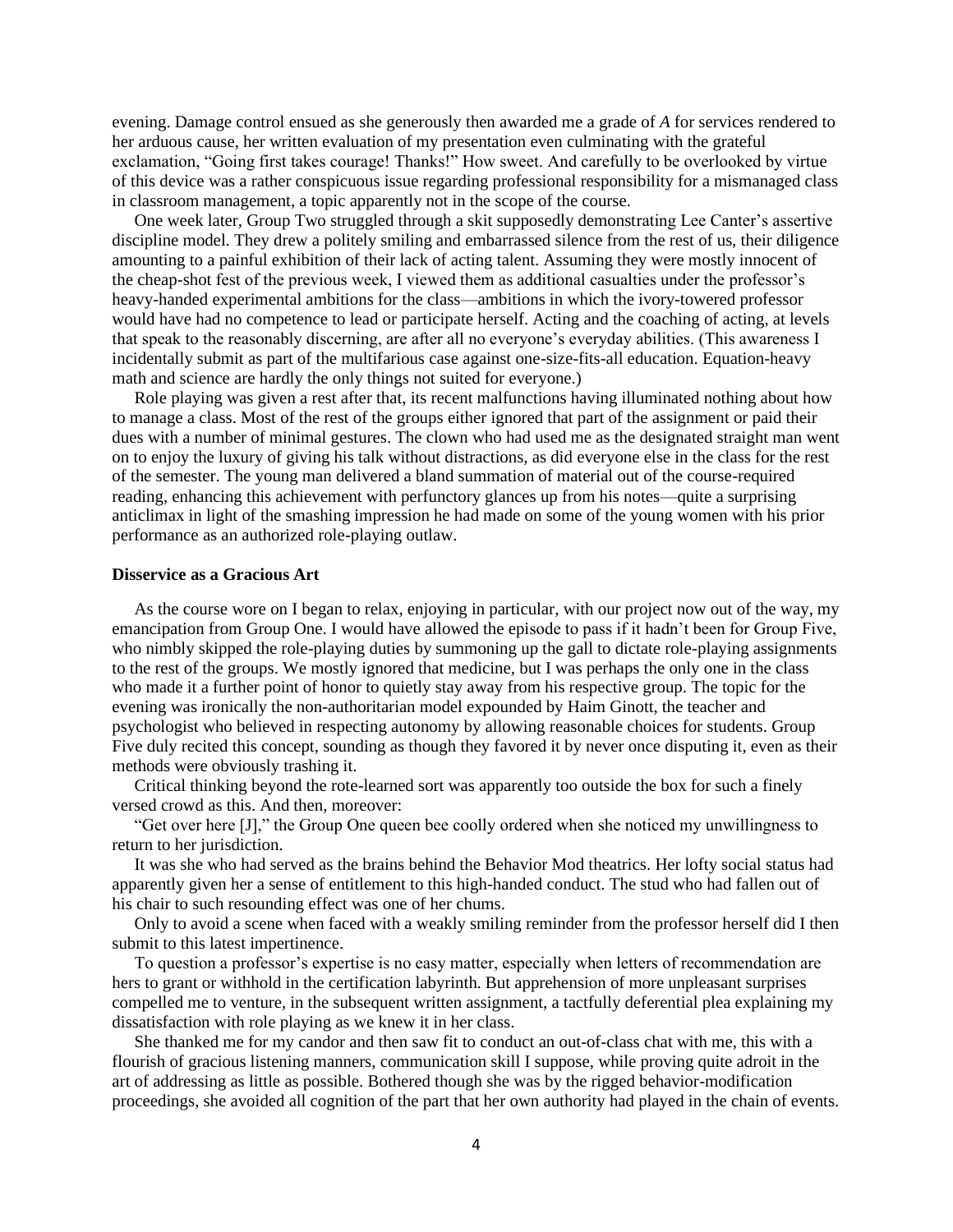evening. Damage control ensued as she generously then awarded me a grade of *A* for services rendered to her arduous cause, her written evaluation of my presentation even culminating with the grateful exclamation, "Going first takes courage! Thanks!" How sweet. And carefully to be overlooked by virtue of this device was a rather conspicuous issue regarding professional responsibility for a mismanaged class in classroom management, a topic apparently not in the scope of the course.

One week later, Group Two struggled through a skit supposedly demonstrating Lee Canter's assertive discipline model. They drew a politely smiling and embarrassed silence from the rest of us, their diligence amounting to a painful exhibition of their lack of acting talent. Assuming they were mostly innocent of the cheap-shot fest of the previous week, I viewed them as additional casualties under the professor's heavy-handed experimental ambitions for the class—ambitions in which the ivory-towered professor would have had no competence to lead or participate herself. Acting and the coaching of acting, at levels that speak to the reasonably discerning, are after all no everyone's everyday abilities. (This awareness I incidentally submit as part of the multifarious case against one-size-fits-all education. Equation-heavy math and science are hardly the only things not suited for everyone.)

Role playing was given a rest after that, its recent malfunctions having illuminated nothing about how to manage a class. Most of the rest of the groups either ignored that part of the assignment or paid their dues with a number of minimal gestures. The clown who had used me as the designated straight man went on to enjoy the luxury of giving his talk without distractions, as did everyone else in the class for the rest of the semester. The young man delivered a bland summation of material out of the course-required reading, enhancing this achievement with perfunctory glances up from his notes—quite a surprising anticlimax in light of the smashing impression he had made on some of the young women with his prior performance as an authorized role-playing outlaw.

### Disservice as a Gracious Art

As the course wore on I began to relax, enjoying in particular, with our project now out of the way, my emancipation from Group One. I would have allowed the episode to pass if it hadn't been for Group Five, who nimbly skipped the role-playing duties by summoning up the gall to dictate role-playing assignments to the rest of the groups. We mostly ignored that medicine, but I was perhaps the only one in the class who made it a further point of honor to quietly stay away from his respective group. The topic for the evening was ironically the non-authoritarian model expounded by Haim Ginott, the teacher and psychologist who believed in respecting autonomy by allowing reasonable choices for students. Group Five duly recited this concept, sounding as though they favored it by never once disputing it, even as their methods were obviously trashing it.

Critical thinking beyond the rote-learned sort was apparently too outside the box for such a finely versed crowd as this. And then, moreover:

"Get over here [J]," the Group One queen bee coolly ordered when she noticed my unwillingness to return to her jurisdiction.

It was she who had served as the brains behind the Behavior Mod theatrics. Her lofty social status had apparently given her a sense of entitlement to this high-handed conduct. The stud who had fallen out of his chair to such resounding effect was one of her chums.

Only to avoid a scene when faced with a weakly smiling reminder from the professor herself did I then submit to this latest impertinence.

To question a professor's expertise is no easy matter, especially when letters of recommendation are hers to grant or withhold in the certification labyrinth. But apprehension of more unpleasant surprises compelled me to venture, in the subsequent written assignment, a tactfully deferential plea explaining my dissatisfaction with role playing as we knew it in her class.

She thanked me for my candor and then saw fit to conduct an out-of-class chat with me, this with a flourish of gracious listening manners, communication skill I suppose, while proving quite adroit in the art of addressing as little as possible. Bothered though she was by the rigged behavior-modification proceedings, she avoided all cognition of the part that her own authority had played in the chain of events.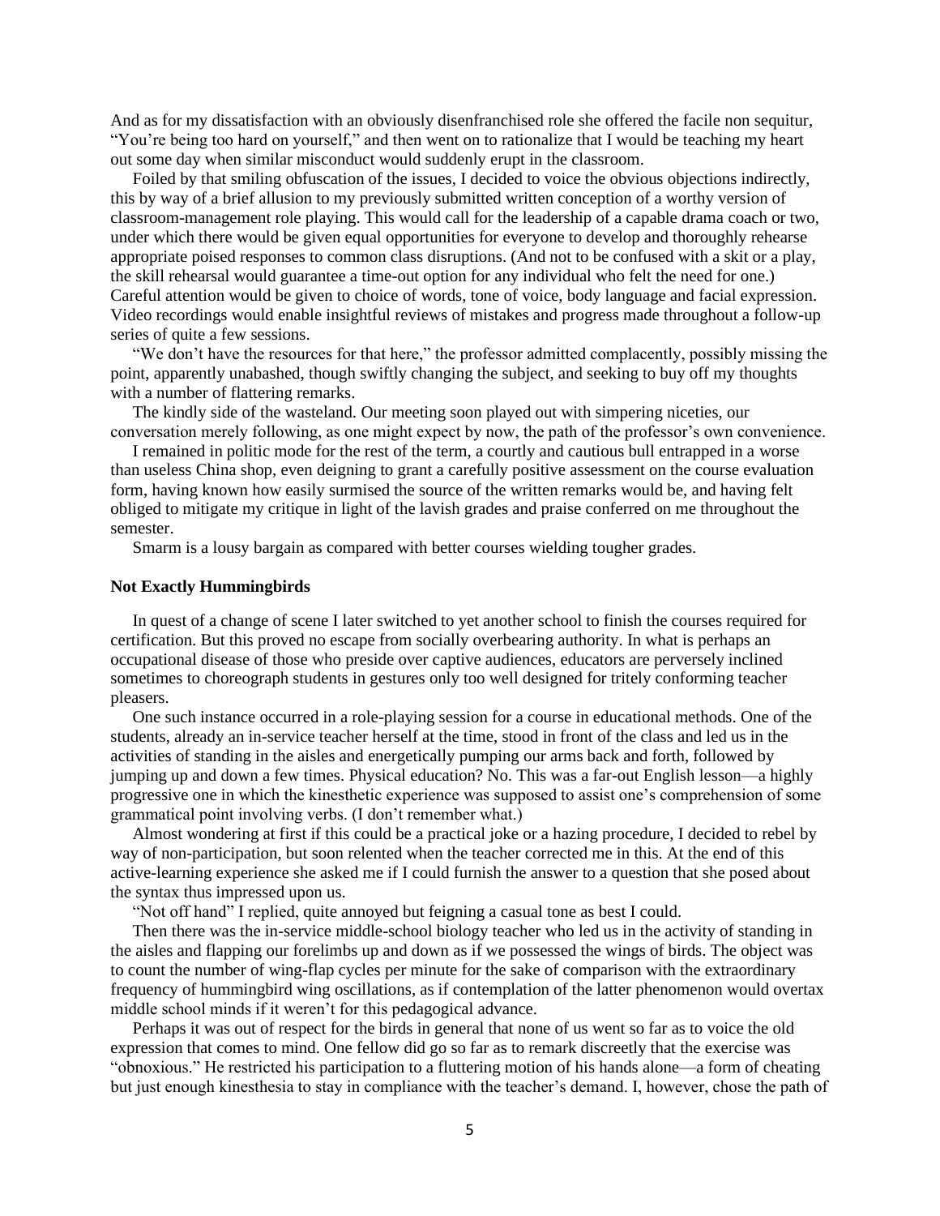And as for my dissatisfaction with an obviously disenfranchised role she offered the facile non sequitur, "You're being too hard on yourself," and then went on to rationalize that I would be teaching my heart out some day when similar misconduct would suddenly erupt in the classroom.

Foiled by that smiling obfuscation of the issues, I decided to voice the obvious objections indirectly, this by way of a brief allusion to my previously submitted written conception of a worthy version of classroom-management role playing. This would call for the leadership of a capable drama coach or two, under which there would be given equal opportunities for everyone to develop and thoroughly rehearse appropriate poised responses to common class disruptions. (And not to be confused with a skit or a play, the skill rehearsal would guarantee a time-out option for any individual who felt the need for one.) Careful attention would be given to choice of words, tone of voice, body language and facial expression. Video recordings would enable insightful reviews of mistakes and progress made throughout a follow-up series of quite a few sessions.

"We don't have the resources for that here," the professor admitted complacently, possibly missing the point, apparently unabashed, though swiftly changing the subject, and seeking to buy off my thoughts with a number of flattering remarks.

The kindly side of the wasteland. Our meeting soon played out with simpering niceties, our conversation merely following, as one might expect by now, the path of the professor's own convenience.

I remained in politic mode for the rest of the term, a courtly and cautious bull entrapped in a worse than useless China shop, even deigning to grant a carefully positive assessment on the course evaluation form, having known how easily surmised the source of the written remarks would be, and having felt obliged to mitigate my critique in light of the lavish grades and praise conferred on me throughout the semester.

Smarm is a lousy bargain as compared with better courses wielding tougher grades.

**Not Exactly Hummingbirds**

In quest of a change of scene I later switched to yet another school to finish the courses required for certification. But this proved no escape from socially overbearing authority. In what is perhaps an occupational disease of those who preside over captive audiences, educators are perversely inclined sometimes to choreograph students in gestures only too well designed for tritely conforming teacher pleasers.

One such instance occurred in a role-playing session for a course in educational methods. One of the students, already an in-service teacher herself at the time, stood in front of the class and led us in the activities of standing in the aisles and energetically pumping our arms back and forth, followed by jumping up and down a few times. Physical education? No. This was a far-out English lesson—a highly progressive one in which the kinesthetic experience was supposed to assist one's comprehension of some grammatical point involving verbs. (I don't remember what.)

Almost wondering at first if this could be a practical joke or a hazing procedure, I decided to rebel by way of non-participation, but soon relented when the teacher corrected me in this. At the end of this active-learning experience she asked me if I could furnish the answer to a question that she posed about the syntax thus impressed upon us.

"Not off hand" I replied, quite annoyed but feigning a casual tone as best I could.

Then there was the in-service middle-school biology teacher who led us in the activity of standing in the aisles and flapping our forelimbs up and down as if we possessed the wings of birds. The object was to count the number of wing-flap cycles per minute for the sake of comparison with the extraordinary frequency of hummingbird wing oscillations, as if contemplation of the latter phenomenon would overtax middle school minds if it weren't for this pedagogical advance.

Perhaps it was out of respect for the birds in general that none of us went so far as to voice the old expression that comes to mind. One fellow did go so far as to remark discreetly that the exercise was "obnoxious." He restricted his participation to a fluttering motion of his hands alone—a form of cheating but just enough kinesthesia to stay in compliance with the teacher's demand. I, however, chose the path of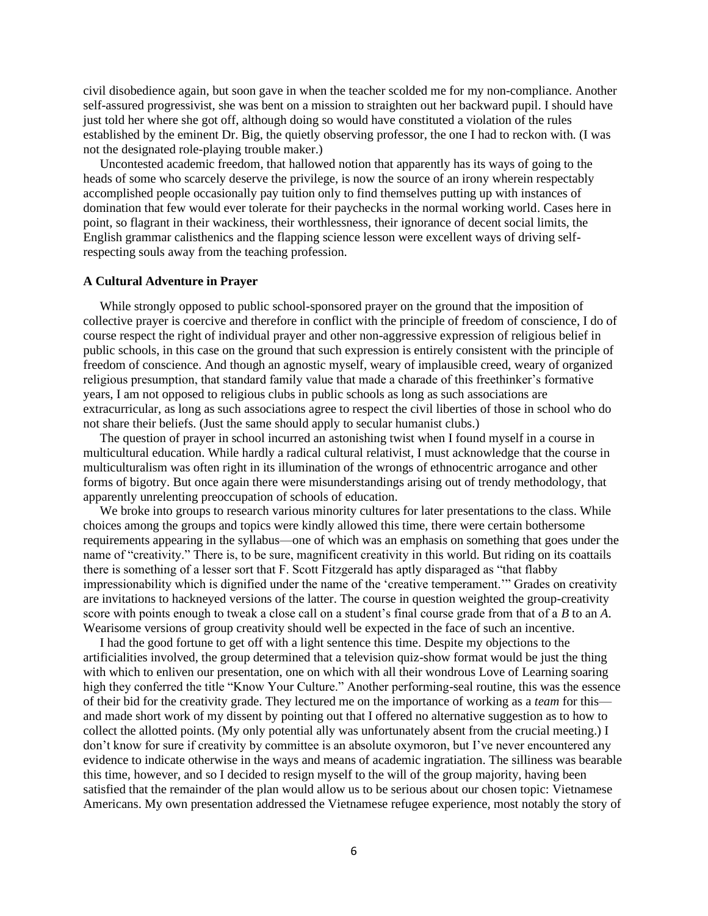civil disobedience again, but soon gave in when the teacher scolded me for my non-compliance. Another self-assured progressivist, she was bent on a mission to straighten out her backward pupil. I should have just told her where she got off, although doing so would have constituted a violation of the rules established by the eminent Dr. Big, the quietly observing professor, the one I had to reckon with. (I was not the designated role-playing trouble maker.)

Uncontested academic freedom, that hallowed notion that apparently has its ways of going to the heads of some who scarcely deserve the privilege, is now the source of an irony wherein respectably accomplished people occasionally pay tuition only to find themselves putting up with instances of domination that few would ever tolerate for their paychecks in the normal working world. Cases here in point, so flagrant in their wackiness, their worthlessness, their ignorance of decent social limits, the English grammar calisthenics and the flapping science lesson were excellent ways of driving self-respecting souls away from the teaching profession.

### A Cultural Adventure in Prayer

While strongly opposed to public school-sponsored prayer on the ground that the imposition of collective prayer is coercive and therefore in conflict with the principle of freedom of conscience, I do of course respect the right of individual prayer and other non-aggressive expression of religious belief in public schools, in this case on the ground that such expression is entirely consistent with the principle of freedom of conscience. And though an agnostic myself, weary of implausible creed, weary of organized religious presumption, that standard family value that made a charade of this freethinker's formative years, I am not opposed to religious clubs in public schools as long as such associations are extracurricular, as long as such associations agree to respect the civil liberties of those in school who do not share their beliefs. (Just the same should apply to secular humanist clubs.)

The question of prayer in school incurred an astonishing twist when I found myself in a course in multicultural education. While hardly a radical cultural relativist, I must acknowledge that the course in multiculturalism was often right in its illumination of the wrongs of ethnocentric arrogance and other forms of bigotry. But once again there were misunderstandings arising out of trendy methodology, that apparently unrelenting preoccupation of schools of education.

We broke into groups to research various minority cultures for later presentations to the class. While choices among the groups and topics were kindly allowed this time, there were certain bothersome requirements appearing in the syllabus—one of which was an emphasis on something that goes under the name of "creativity." There is, to be sure, magnificent creativity in this world. But riding on its coattails there is something of a lesser sort that F. Scott Fitzgerald has aptly disparaged as "that flabby impressionability which is dignified under the name of the 'creative temperament.'" Grades on creativity are invitations to hackneyed versions of the latter. The course in question weighted the group-creativity score with points enough to tweak a close call on a student's final course grade from that of a *B* to an *A*. Wearisome versions of group creativity should well be expected in the face of such an incentive.

I had the good fortune to get off with a light sentence this time. Despite my objections to the artificialities involved, the group determined that a television quiz-show format would be just the thing with which to enliven our presentation, one on which with all their wondrous Love of Learning soaring high they conferred the title "Know Your Culture." Another performing-seal routine, this was the essence of their bid for the creativity grade. They lectured me on the importance of working as a *team* for this—and made short work of my dissent by pointing out that I offered no alternative suggestion as to how to collect the allotted points. (My only potential ally was unfortunately absent from the crucial meeting.) I don't know for sure if creativity by committee is an absolute oxymoron, but I've never encountered any evidence to indicate otherwise in the ways and means of academic ingratiation. The silliness was bearable this time, however, and so I decided to resign myself to the will of the group majority, having been satisfied that the remainder of the plan would allow us to be serious about our chosen topic: Vietnamese Americans. My own presentation addressed the Vietnamese refugee experience, most notably the story of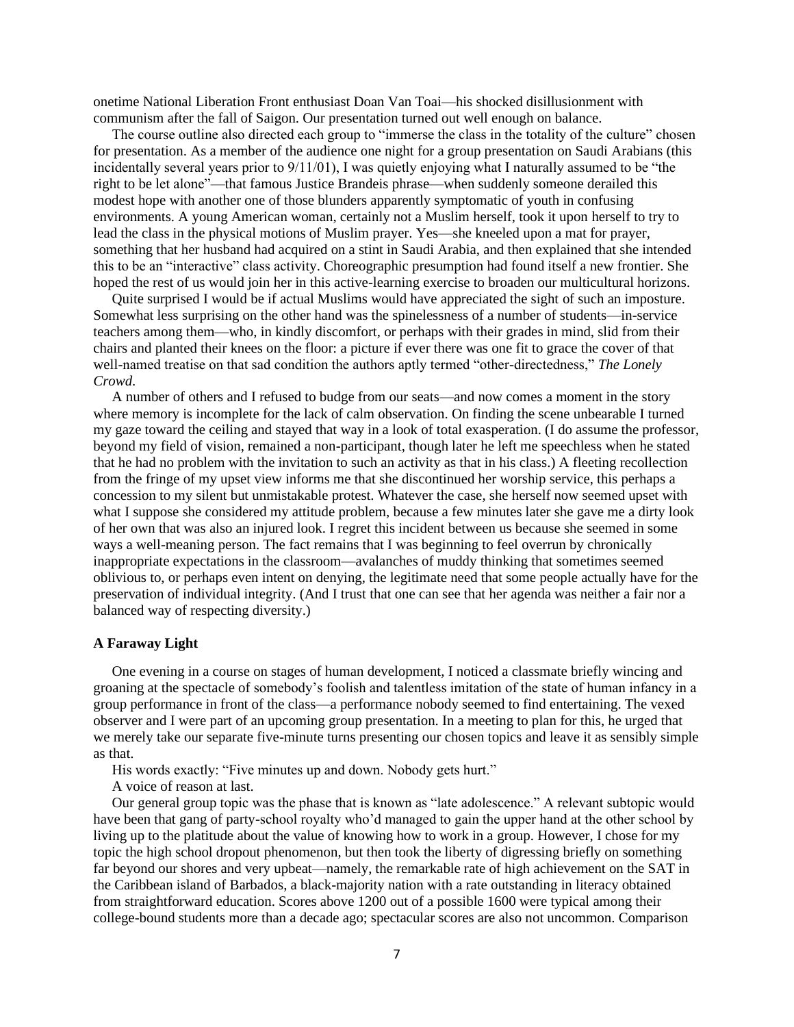onetime National Liberation Front enthusiast Doan Van Toai—his shocked disillusionment with communism after the fall of Saigon. Our presentation turned out well enough on balance.

The course outline also directed each group to "immerse the class in the totality of the culture" chosen for presentation. As a member of the audience one night for a group presentation on Saudi Arabians (this incidentally several years prior to 9/11/01), I was quietly enjoying what I naturally assumed to be "the right to be let alone"—that famous Justice Brandeis phrase—when suddenly someone derailed this modest hope with another one of those blunders apparently symptomatic of youth in confusing environments. A young American woman, certainly not a Muslim herself, took it upon herself to try to lead the class in the physical motions of Muslim prayer. Yes—she kneeled upon a mat for prayer, something that her husband had acquired on a stint in Saudi Arabia, and then explained that she intended this to be an "interactive" class activity. Choreographic presumption had found itself a new frontier. She hoped the rest of us would join her in this active-learning exercise to broaden our multicultural horizons.

Quite surprised I would be if actual Muslims would have appreciated the sight of such an imposture. Somewhat less surprising on the other hand was the spinelessness of a number of students—in-service teachers among them—who, in kindly discomfort, or perhaps with their grades in mind, slid from their chairs and planted their knees on the floor: a picture if ever there was one fit to grace the cover of that well-named treatise on that sad condition the authors aptly termed "other-directedness," *The Lonely Crowd*.

A number of others and I refused to budge from our seats—and now comes a moment in the story where memory is incomplete for the lack of calm observation. On finding the scene unbearable I turned my gaze toward the ceiling and stayed that way in a look of total exasperation. (I do assume the professor, beyond my field of vision, remained a non-participant, though later he left me speechless when he stated that he had no problem with the invitation to such an activity as that in his class.) A fleeting recollection from the fringe of my upset view informs me that she discontinued her worship service, this perhaps a concession to my silent but unmistakable protest. Whatever the case, she herself now seemed upset with what I suppose she considered my attitude problem, because a few minutes later she gave me a dirty look of her own that was also an injured look. I regret this incident between us because she seemed in some ways a well-meaning person. The fact remains that I was beginning to feel overrun by chronically inappropriate expectations in the classroom—avalanches of muddy thinking that sometimes seemed oblivious to, or perhaps even intent on denying, the legitimate need that some people actually have for the preservation of individual integrity. (And I trust that one can see that her agenda was neither a fair nor a balanced way of respecting diversity.)

**A Faraway Light**

One evening in a course on stages of human development, I noticed a classmate briefly wincing and groaning at the spectacle of somebody's foolish and talentless imitation of the state of human infancy in a group performance in front of the class—a performance nobody seemed to find entertaining. The vexed observer and I were part of an upcoming group presentation. In a meeting to plan for this, he urged that we merely take our separate five-minute turns presenting our chosen topics and leave it as sensibly simple as that.

His words exactly: "Five minutes up and down. Nobody gets hurt."

A voice of reason at last.

Our general group topic was the phase that is known as "late adolescence." A relevant subtopic would have been that gang of party-school royalty who'd managed to gain the upper hand at the other school by living up to the platitude about the value of knowing how to work in a group. However, I chose for my topic the high school dropout phenomenon, but then took the liberty of digressing briefly on something far beyond our shores and very upbeat—namely, the remarkable rate of high achievement on the SAT in the Caribbean island of Barbados, a black-majority nation with a rate outstanding in literacy obtained from straightforward education. Scores above 1200 out of a possible 1600 were typical among their college-bound students more than a decade ago; spectacular scores are also not uncommon. Comparison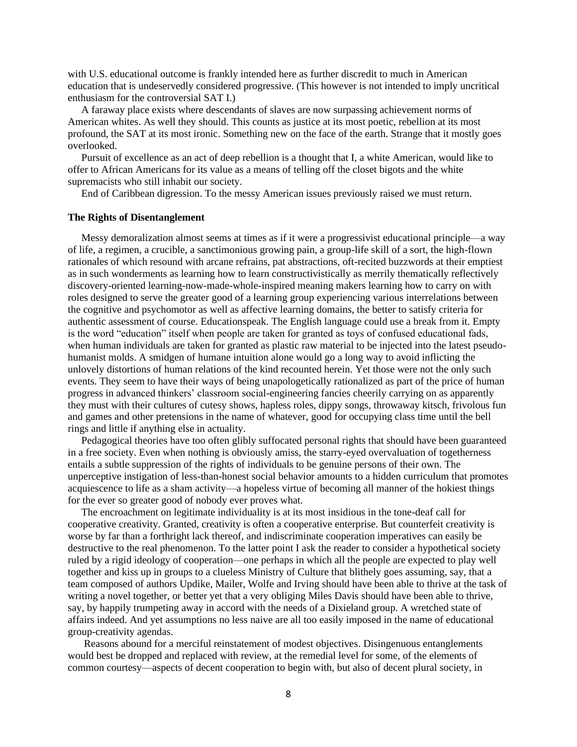with U.S. educational outcome is frankly intended here as further discredit to much in American education that is undeservedly considered progressive. (This however is not intended to imply uncritical enthusiasm for the controversial SAT I.)

A faraway place exists where descendants of slaves are now surpassing achievement norms of American whites. As well they should. This counts as justice at its most poetic, rebellion at its most profound, the SAT at its most ironic. Something new on the face of the earth. Strange that it mostly goes overlooked.

Pursuit of excellence as an act of deep rebellion is a thought that I, a white American, would like to offer to African Americans for its value as a means of telling off the closet bigots and the white supremacists who still inhabit our society.

End of Caribbean digression. To the messy American issues previously raised we must return.

**The Rights of Disentanglement**

Messy demoralization almost seems at times as if it were a progressivist educational principle—a way of life, a regimen, a crucible, a sanctimonious growing pain, a group-life skill of a sort, the high-flown rationales of which resound with arcane refrains, pat abstractions, oft-recited buzzwords at their emptiest as in such wonderments as learning how to learn constructivistically as merrily thematically reflectively discovery-oriented learning-now-made-whole-inspired meaning makers learning how to carry on with roles designed to serve the greater good of a learning group experiencing various interrelations between the cognitive and psychomotor as well as affective learning domains, the better to satisfy criteria for authentic assessment of course. Educationspeak. The English language could use a break from it. Empty is the word "education" itself when people are taken for granted as toys of confused educational fads, when human individuals are taken for granted as plastic raw material to be injected into the latest pseudo-humanist molds. A smidgen of humane intuition alone would go a long way to avoid inflicting the unlovely distortions of human relations of the kind recounted herein. Yet those were not the only such events. They seem to have their ways of being unapologetically rationalized as part of the price of human progress in advanced thinkers' classroom social-engineering fancies cheerily carrying on as apparently they must with their cultures of cutesy shows, hapless roles, dippy songs, throwaway kitsch, frivolous fun and games and other pretensions in the name of whatever, good for occupying class time until the bell rings and little if anything else in actuality.

Pedagogical theories have too often glibly suffocated personal rights that should have been guaranteed in a free society. Even when nothing is obviously amiss, the starry-eyed overvaluation of togetherness entails a subtle suppression of the rights of individuals to be genuine persons of their own. The unperceptive instigation of less-than-honest social behavior amounts to a hidden curriculum that promotes acquiescence to life as a sham activity—a hopeless virtue of becoming all manner of the hokiest things for the ever so greater good of nobody ever proves what.

The encroachment on legitimate individuality is at its most insidious in the tone-deaf call for cooperative creativity. Granted, creativity is often a cooperative enterprise. But counterfeit creativity is worse by far than a forthright lack thereof, and indiscriminate cooperation imperatives can easily be destructive to the real phenomenon. To the latter point I ask the reader to consider a hypothetical society ruled by a rigid ideology of cooperation—one perhaps in which all the people are expected to play well together and kiss up in groups to a clueless Ministry of Culture that blithely goes assuming, say, that a team composed of authors Updike, Mailer, Wolfe and Irving should have been able to thrive at the task of writing a novel together, or better yet that a very obliging Miles Davis should have been able to thrive, say, by happily trumpeting away in accord with the needs of a Dixieland group. A wretched state of affairs indeed. And yet assumptions no less naive are all too easily imposed in the name of educational group-creativity agendas.

Reasons abound for a merciful reinstatement of modest objectives. Disingenuous entanglements would best be dropped and replaced with review, at the remedial level for some, of the elements of common courtesy—aspects of decent cooperation to begin with, but also of decent plural society, in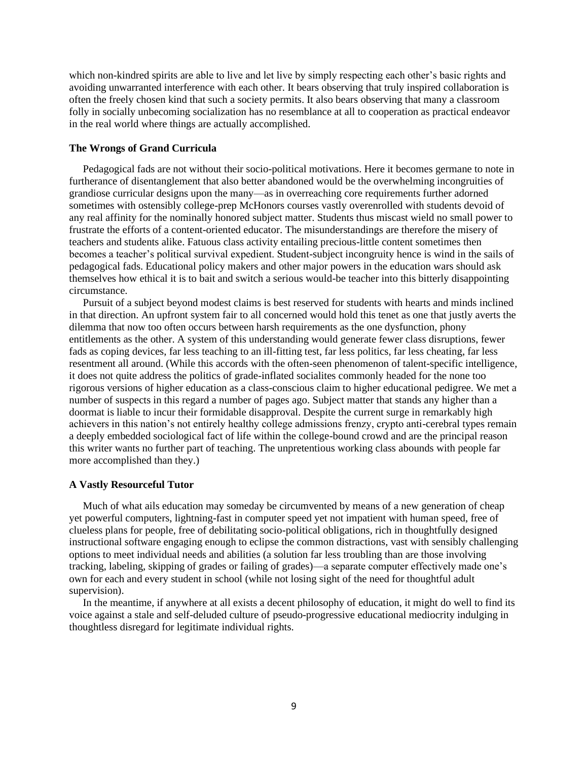which non-kindred spirits are able to live and let live by simply respecting each other's basic rights and avoiding unwarranted interference with each other. It bears observing that truly inspired collaboration is often the freely chosen kind that such a society permits. It also bears observing that many a classroom folly in socially unbecoming socialization has no resemblance at all to cooperation as practical endeavor in the real world where things are actually accomplished.

**The Wrongs of Grand Curricula**

Pedagogical fads are not without their socio-political motivations. Here it becomes germane to note in furtherance of disentanglement that also better abandoned would be the overwhelming incongruities of grandiose curricular designs upon the many—as in overreaching core requirements further adorned sometimes with ostensibly college-prep McHonors courses vastly overenrolled with students devoid of any real affinity for the nominally honored subject matter. Students thus miscast wield no small power to frustrate the efforts of a content-oriented educator. The misunderstandings are therefore the misery of teachers and students alike. Fatuous class activity entailing precious-little content sometimes then becomes a teacher's political survival expedient. Student-subject incongruity hence is wind in the sails of pedagogical fads. Educational policy makers and other major powers in the education wars should ask themselves how ethical it is to bait and switch a serious would-be teacher into this bitterly disappointing circumstance.

Pursuit of a subject beyond modest claims is best reserved for students with hearts and minds inclined in that direction. An upfront system fair to all concerned would hold this tenet as one that justly averts the dilemma that now too often occurs between harsh requirements as the one dysfunction, phony entitlements as the other. A system of this understanding would generate fewer class disruptions, fewer fads as coping devices, far less teaching to an ill-fitting test, far less politics, far less cheating, far less resentment all around. (While this accords with the often-seen phenomenon of talent-specific intelligence, it does not quite address the politics of grade-inflated socialites commonly headed for the none too rigorous versions of higher education as a class-conscious claim to higher educational pedigree. We met a number of suspects in this regard a number of pages ago. Subject matter that stands any higher than a doormat is liable to incur their formidable disapproval. Despite the current surge in remarkably high achievers in this nation's not entirely healthy college admissions frenzy, crypto anti-cerebral types remain a deeply embedded sociological fact of life within the college-bound crowd and are the principal reason this writer wants no further part of teaching. The unpretentious working class abounds with people far more accomplished than they.)

**A Vastly Resourceful Tutor**

Much of what ails education may someday be circumvented by means of a new generation of cheap yet powerful computers, lightning-fast in computer speed yet not impatient with human speed, free of clueless plans for people, free of debilitating socio-political obligations, rich in thoughtfully designed instructional software engaging enough to eclipse the common distractions, vast with sensibly challenging options to meet individual needs and abilities (a solution far less troubling than are those involving tracking, labeling, skipping of grades or failing of grades)—a separate computer effectively made one's own for each and every student in school (while not losing sight of the need for thoughtful adult supervision).

In the meantime, if anywhere at all exists a decent philosophy of education, it might do well to find its voice against a stale and self-deluded culture of pseudo-progressive educational mediocrity indulging in thoughtless disregard for legitimate individual rights.